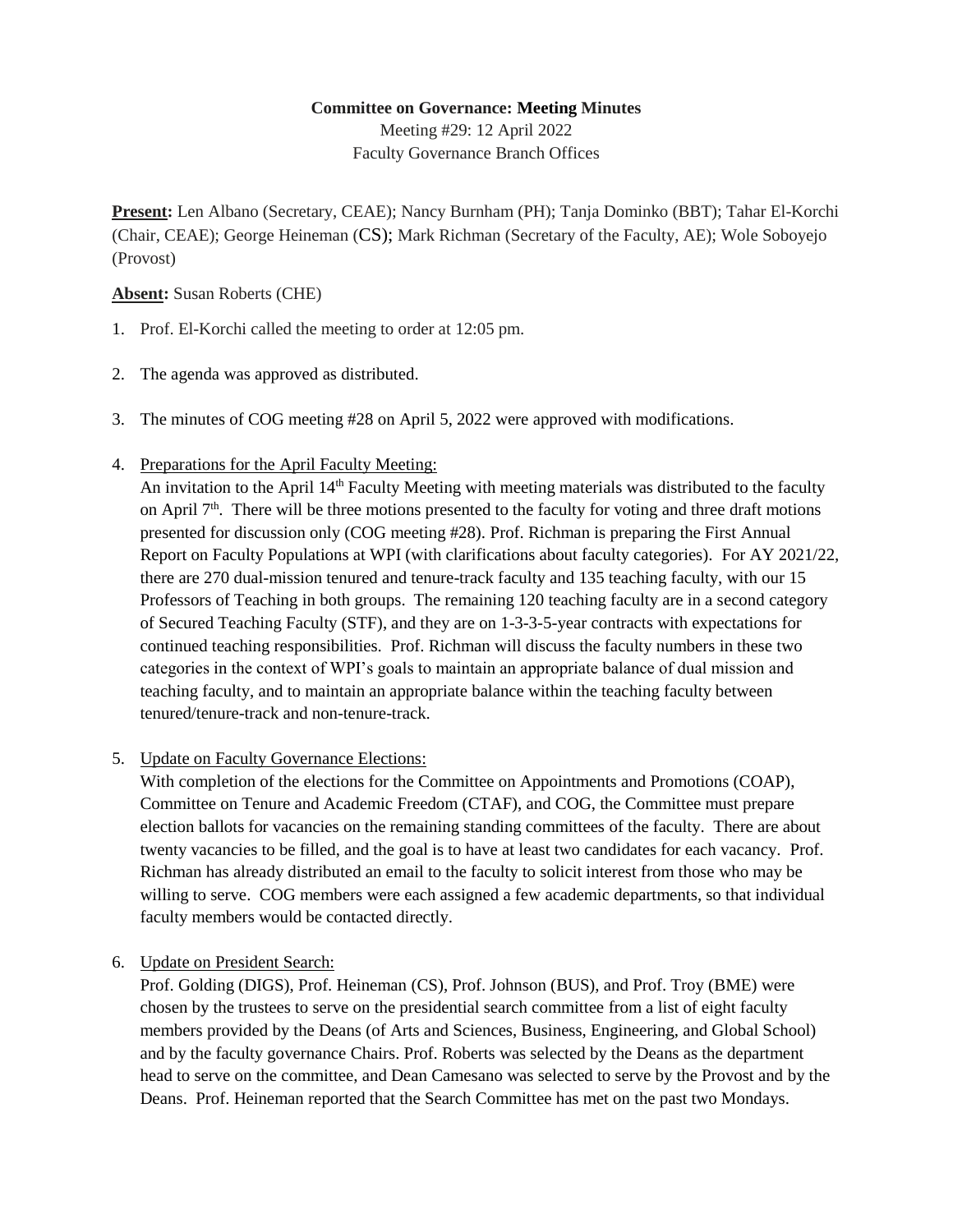**Committee on Governance: Meeting Minutes**

Meeting #29: 12 April 2022

Faculty Governance Branch Offices

**Present:** Len Albano (Secretary, CEAE); Nancy Burnham (PH); Tanja Dominko (BBT); Tahar El-Korchi (Chair, CEAE); George Heineman (CS); Mark Richman (Secretary of the Faculty, AE); Wole Soboyejo (Provost)

**Absent:** Susan Roberts (CHE)

1. Prof. El-Korchi called the meeting to order at 12:05 pm.

2. The agenda was approved as distributed.

3. The minutes of COG meeting #28 on April 5, 2022 were approved with modifications.

4. Preparations for the April Faculty Meeting:
   An invitation to the April 14th Faculty Meeting with meeting materials was distributed to the faculty on April 7th. There will be three motions presented to the faculty for voting and three draft motions presented for discussion only (COG meeting #28). Prof. Richman is preparing the First Annual Report on Faculty Populations at WPI (with clarifications about faculty categories). For AY 2021/22, there are 270 dual-mission tenured and tenure-track faculty and 135 teaching faculty, with our 15 Professors of Teaching in both groups. The remaining 120 teaching faculty are in a second category of Secured Teaching Faculty (STF), and they are on 1-3-3-5-year contracts with expectations for continued teaching responsibilities. Prof. Richman will discuss the faculty numbers in these two categories in the context of WPI's goals to maintain an appropriate balance of dual mission and teaching faculty, and to maintain an appropriate balance within the teaching faculty between tenured/tenure-track and non-tenure-track.

5. Update on Faculty Governance Elections:
   With completion of the elections for the Committee on Appointments and Promotions (COAP), Committee on Tenure and Academic Freedom (CTAF), and COG, the Committee must prepare election ballots for vacancies on the remaining standing committees of the faculty. There are about twenty vacancies to be filled, and the goal is to have at least two candidates for each vacancy. Prof. Richman has already distributed an email to the faculty to solicit interest from those who may be willing to serve. COG members were each assigned a few academic departments, so that individual faculty members would be contacted directly.

6. Update on President Search:
   Prof. Golding (DIGS), Prof. Heineman (CS), Prof. Johnson (BUS), and Prof. Troy (BME) were chosen by the trustees to serve on the presidential search committee from a list of eight faculty members provided by the Deans (of Arts and Sciences, Business, Engineering, and Global School) and by the faculty governance Chairs. Prof. Roberts was selected by the Deans as the department head to serve on the committee, and Dean Camesano was selected to serve by the Provost and by the Deans. Prof. Heineman reported that the Search Committee has met on the past two Mondays.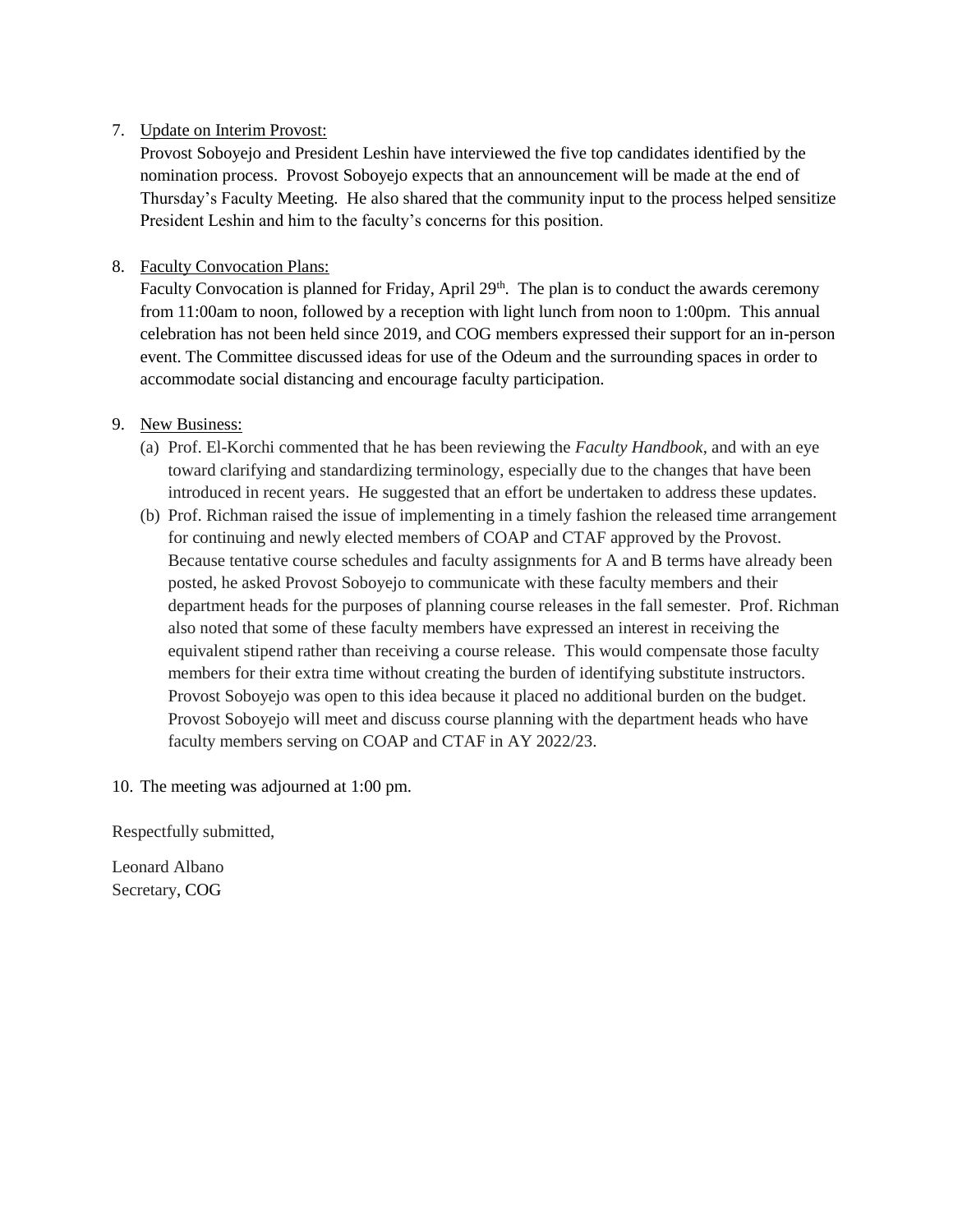7. <u>Update on Interim Provost:</u>
   Provost Soboyejo and President Leshin have interviewed the five top candidates identified by the nomination process. Provost Soboyejo expects that an announcement will be made at the end of Thursday's Faculty Meeting. He also shared that the community input to the process helped sensitize President Leshin and him to the faculty's concerns for this position.

8. <u>Faculty Convocation Plans:</u>
   Faculty Convocation is planned for Friday, April 29th. The plan is to conduct the awards ceremony from 11:00am to noon, followed by a reception with light lunch from noon to 1:00pm. This annual celebration has not been held since 2019, and COG members expressed their support for an in-person event. The Committee discussed ideas for use of the Odeum and the surrounding spaces in order to accommodate social distancing and encourage faculty participation.

9. <u>New Business:</u>
   (a) Prof. El-Korchi commented that he has been reviewing the *Faculty Handbook*, and with an eye toward clarifying and standardizing terminology, especially due to the changes that have been introduced in recent years. He suggested that an effort be undertaken to address these updates.
   (b) Prof. Richman raised the issue of implementing in a timely fashion the released time arrangement for continuing and newly elected members of COAP and CTAF approved by the Provost. Because tentative course schedules and faculty assignments for A and B terms have already been posted, he asked Provost Soboyejo to communicate with these faculty members and their department heads for the purposes of planning course releases in the fall semester. Prof. Richman also noted that some of these faculty members have expressed an interest in receiving the equivalent stipend rather than receiving a course release. This would compensate those faculty members for their extra time without creating the burden of identifying substitute instructors. Provost Soboyejo was open to this idea because it placed no additional burden on the budget. Provost Soboyejo will meet and discuss course planning with the department heads who have faculty members serving on COAP and CTAF in AY 2022/23.

10. The meeting was adjourned at 1:00 pm.

Respectfully submitted,

Leonard Albano
Secretary, COG